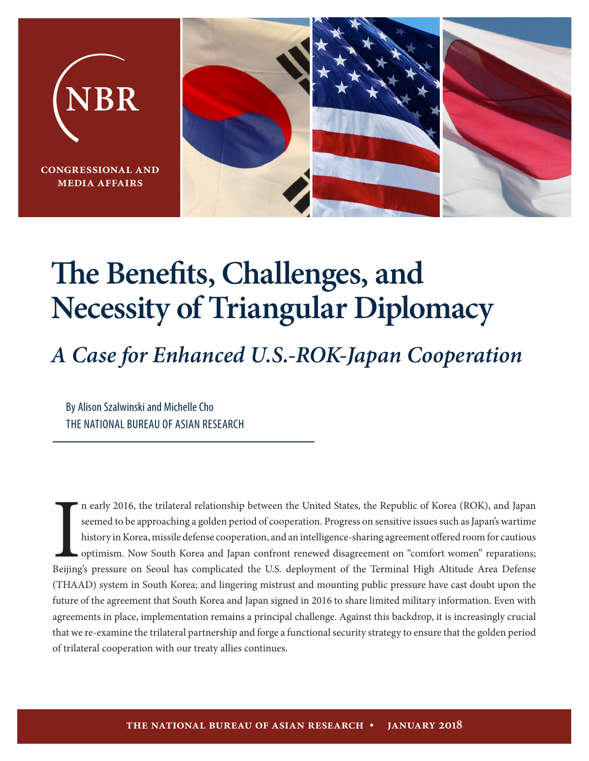**NBR**

**CONGRESSIONAL AND MEDIA AFFAIRS**

# The Benefits, Challenges, and Necessity of Triangular Diplomacy

## *A Case for Enhanced U.S.-ROK-Japan Cooperation*

By Alison Szalwinski and Michelle Cho
THE NATIONAL BUREAU OF ASIAN RESEARCH

In early 2016, the trilateral relationship between the United States, the Republic of Korea (ROK), and Japan seemed to be approaching a golden period of cooperation. Progress on sensitive issues such as Japan's wartime history in Korea, missile defense cooperation, and an intelligence-sharing agreement offered room for cautious optimism. Now South Korea and Japan confront renewed disagreement on "comfort women" reparations; Beijing's pressure on Seoul has complicated the U.S. deployment of the Terminal High Altitude Area Defense (THAAD) system in South Korea; and lingering mistrust and mounting public pressure have cast doubt upon the future of the agreement that South Korea and Japan signed in 2016 to share limited military information. Even with agreements in place, implementation remains a principal challenge. Against this backdrop, it is increasingly crucial that we re-examine the trilateral partnership and forge a functional security strategy to ensure that the golden period of trilateral cooperation with our treaty allies continues.

THE NATIONAL BUREAU OF ASIAN RESEARCH • JANUARY 2018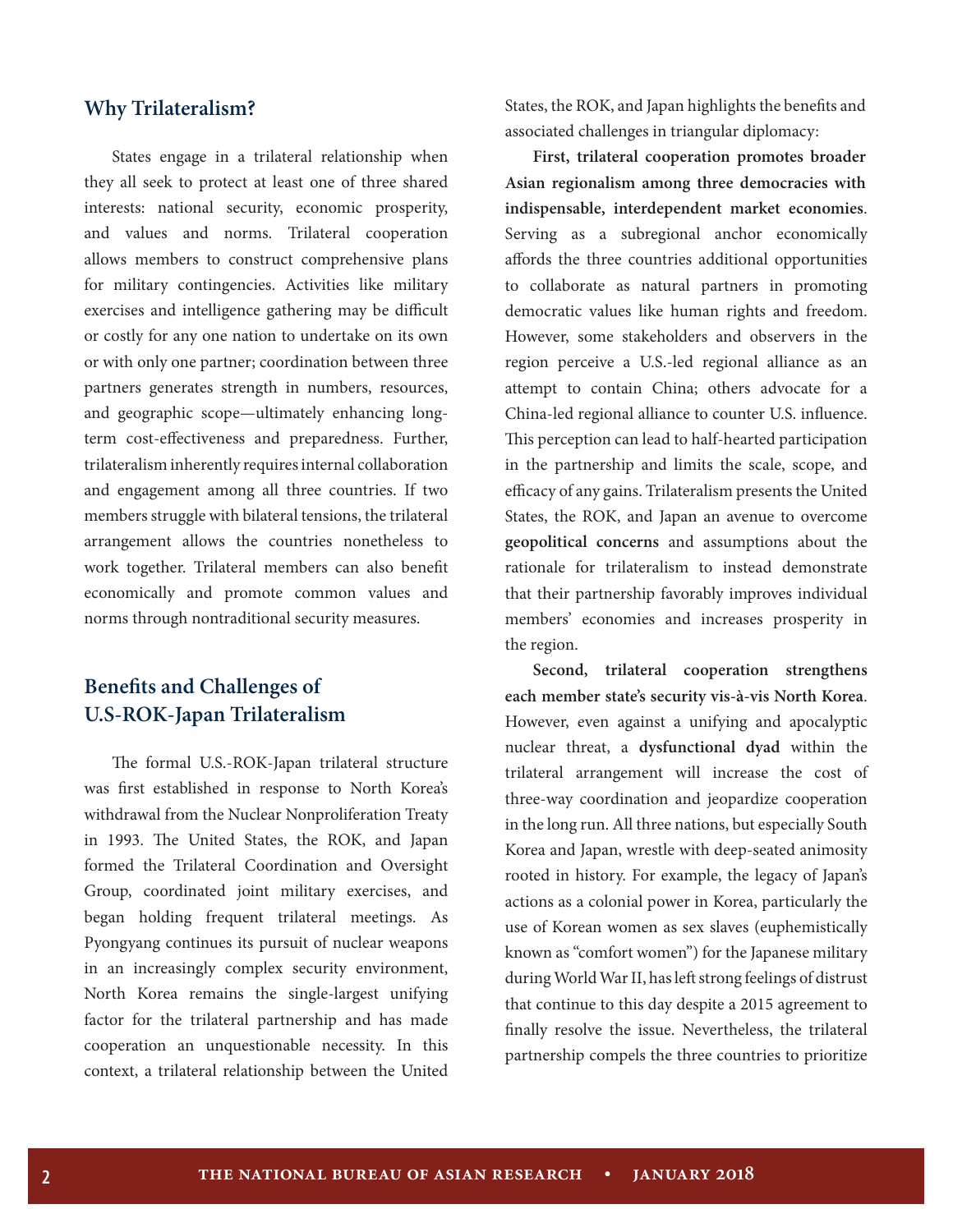## Why Trilateralism?

States engage in a trilateral relationship when they all seek to protect at least one of three shared interests: national security, economic prosperity, and values and norms. Trilateral cooperation allows members to construct comprehensive plans for military contingencies. Activities like military exercises and intelligence gathering may be difficult or costly for any one nation to undertake on its own or with only one partner; coordination between three partners generates strength in numbers, resources, and geographic scope—ultimately enhancing long-term cost-effectiveness and preparedness. Further, trilateralism inherently requires internal collaboration and engagement among all three countries. If two members struggle with bilateral tensions, the trilateral arrangement allows the countries nonetheless to work together. Trilateral members can also benefit economically and promote common values and norms through nontraditional security measures.

## Benefits and Challenges of U.S-ROK-Japan Trilateralism

The formal U.S.-ROK-Japan trilateral structure was first established in response to North Korea's withdrawal from the Nuclear Nonproliferation Treaty in 1993. The United States, the ROK, and Japan formed the Trilateral Coordination and Oversight Group, coordinated joint military exercises, and began holding frequent trilateral meetings. As Pyongyang continues its pursuit of nuclear weapons in an increasingly complex security environment, North Korea remains the single-largest unifying factor for the trilateral partnership and has made cooperation an unquestionable necessity. In this context, a trilateral relationship between the United States, the ROK, and Japan highlights the benefits and associated challenges in triangular diplomacy:

**First, trilateral cooperation promotes broader Asian regionalism among three democracies with indispensable, interdependent market economies**. Serving as a subregional anchor economically affords the three countries additional opportunities to collaborate as natural partners in promoting democratic values like human rights and freedom. However, some stakeholders and observers in the region perceive a U.S.-led regional alliance as an attempt to contain China; others advocate for a China-led regional alliance to counter U.S. influence. This perception can lead to half-hearted participation in the partnership and limits the scale, scope, and efficacy of any gains. Trilateralism presents the United States, the ROK, and Japan an avenue to overcome **geopolitical concerns** and assumptions about the rationale for trilateralism to instead demonstrate that their partnership favorably improves individual members' economies and increases prosperity in the region.

**Second, trilateral cooperation strengthens each member state's security vis-à-vis North Korea**. However, even against a unifying and apocalyptic nuclear threat, a **dysfunctional dyad** within the trilateral arrangement will increase the cost of three-way coordination and jeopardize cooperation in the long run. All three nations, but especially South Korea and Japan, wrestle with deep-seated animosity rooted in history. For example, the legacy of Japan's actions as a colonial power in Korea, particularly the use of Korean women as sex slaves (euphemistically known as "comfort women") for the Japanese military during World War II, has left strong feelings of distrust that continue to this day despite a 2015 agreement to finally resolve the issue. Nevertheless, the trilateral partnership compels the three countries to prioritize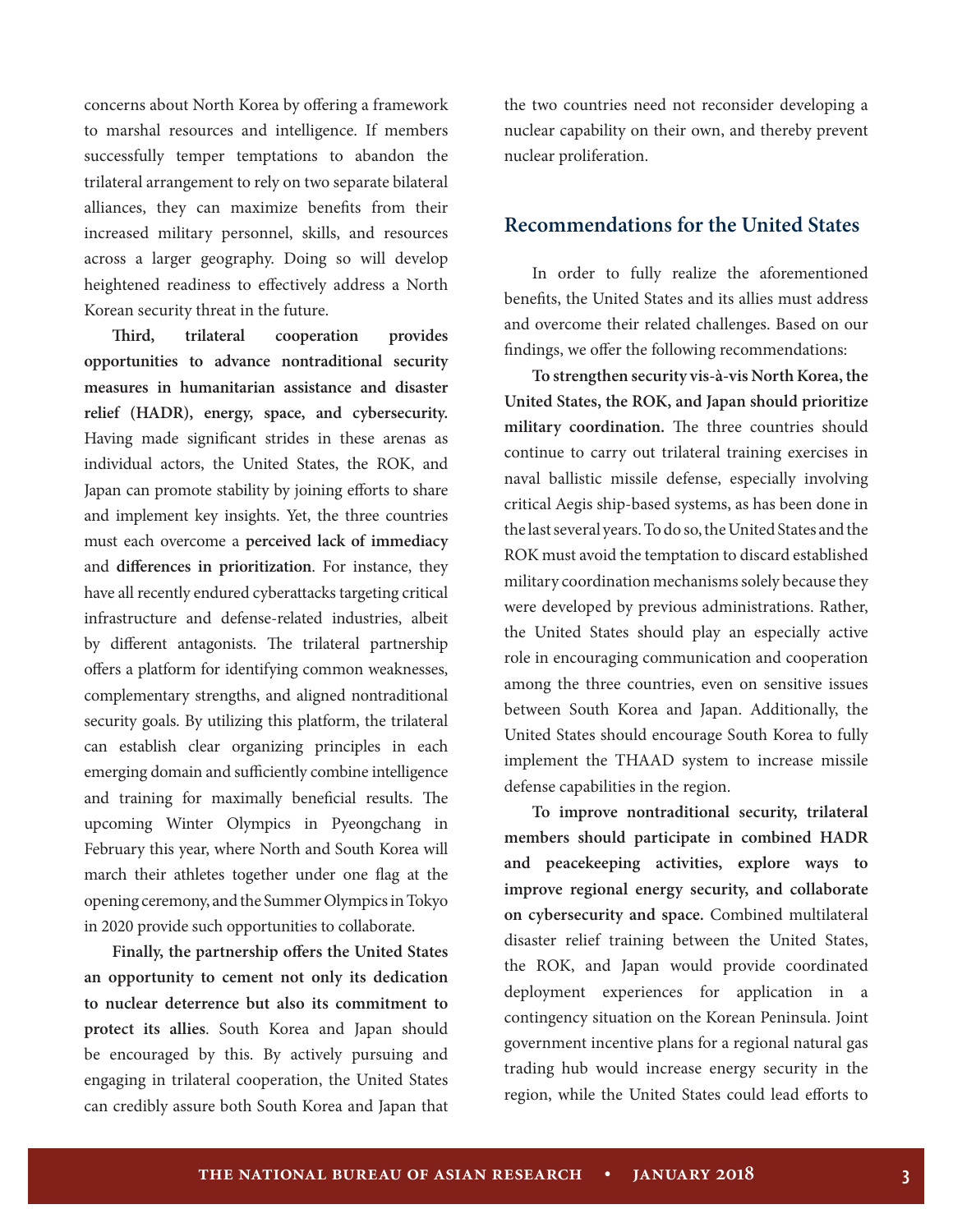concerns about North Korea by offering a framework to marshal resources and intelligence. If members successfully temper temptations to abandon the trilateral arrangement to rely on two separate bilateral alliances, they can maximize benefits from their increased military personnel, skills, and resources across a larger geography. Doing so will develop heightened readiness to effectively address a North Korean security threat in the future.

**Third, trilateral cooperation provides opportunities to advance nontraditional security measures in humanitarian assistance and disaster relief (HADR), energy, space, and cybersecurity.** Having made significant strides in these arenas as individual actors, the United States, the ROK, and Japan can promote stability by joining efforts to share and implement key insights. Yet, the three countries must each overcome a **perceived lack of immediacy** and **differences in prioritization**. For instance, they have all recently endured cyberattacks targeting critical infrastructure and defense-related industries, albeit by different antagonists. The trilateral partnership offers a platform for identifying common weaknesses, complementary strengths, and aligned nontraditional security goals. By utilizing this platform, the trilateral can establish clear organizing principles in each emerging domain and sufficiently combine intelligence and training for maximally beneficial results. The upcoming Winter Olympics in Pyeongchang in February this year, where North and South Korea will march their athletes together under one flag at the opening ceremony, and the Summer Olympics in Tokyo in 2020 provide such opportunities to collaborate.

**Finally, the partnership offers the United States an opportunity to cement not only its dedication to nuclear deterrence but also its commitment to protect its allies**. South Korea and Japan should be encouraged by this. By actively pursuing and engaging in trilateral cooperation, the United States can credibly assure both South Korea and Japan that the two countries need not reconsider developing a nuclear capability on their own, and thereby prevent nuclear proliferation.

## Recommendations for the United States

In order to fully realize the aforementioned benefits, the United States and its allies must address and overcome their related challenges. Based on our findings, we offer the following recommendations:

**To strengthen security vis-à-vis North Korea, the United States, the ROK, and Japan should prioritize military coordination.** The three countries should continue to carry out trilateral training exercises in naval ballistic missile defense, especially involving critical Aegis ship-based systems, as has been done in the last several years. To do so, the United States and the ROK must avoid the temptation to discard established military coordination mechanisms solely because they were developed by previous administrations. Rather, the United States should play an especially active role in encouraging communication and cooperation among the three countries, even on sensitive issues between South Korea and Japan. Additionally, the United States should encourage South Korea to fully implement the THAAD system to increase missile defense capabilities in the region.

**To improve nontraditional security, trilateral members should participate in combined HADR and peacekeeping activities, explore ways to improve regional energy security, and collaborate on cybersecurity and space.** Combined multilateral disaster relief training between the United States, the ROK, and Japan would provide coordinated deployment experiences for application in a contingency situation on the Korean Peninsula. Joint government incentive plans for a regional natural gas trading hub would increase energy security in the region, while the United States could lead efforts to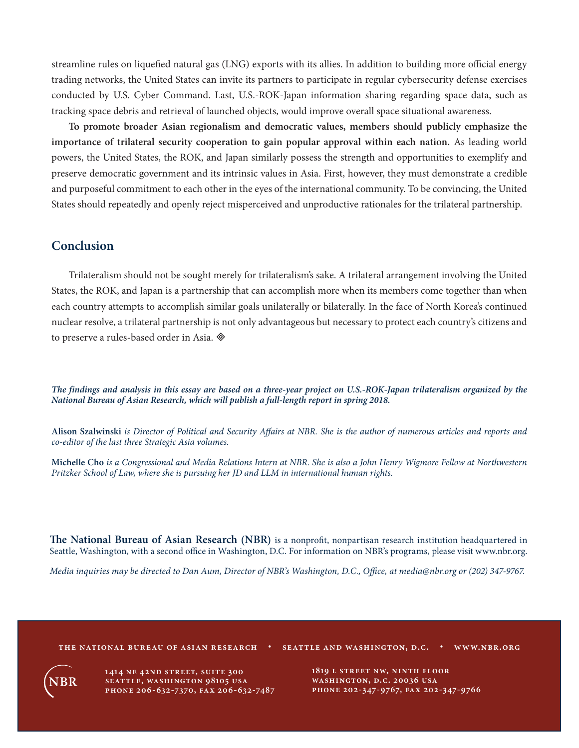streamline rules on liquefied natural gas (LNG) exports with its allies. In addition to building more official energy trading networks, the United States can invite its partners to participate in regular cybersecurity defense exercises conducted by U.S. Cyber Command. Last, U.S.-ROK-Japan information sharing regarding space data, such as tracking space debris and retrieval of launched objects, would improve overall space situational awareness.

**To promote broader Asian regionalism and democratic values, members should publicly emphasize the importance of trilateral security cooperation to gain popular approval within each nation.** As leading world powers, the United States, the ROK, and Japan similarly possess the strength and opportunities to exemplify and preserve democratic government and its intrinsic values in Asia. First, however, they must demonstrate a credible and purposeful commitment to each other in the eyes of the international community. To be convincing, the United States should repeatedly and openly reject misperceived and unproductive rationales for the trilateral partnership.

## Conclusion

Trilateralism should not be sought merely for trilateralism's sake. A trilateral arrangement involving the United States, the ROK, and Japan is a partnership that can accomplish more when its members come together than when each country attempts to accomplish similar goals unilaterally or bilaterally. In the face of North Korea's continued nuclear resolve, a trilateral partnership is not only advantageous but necessary to protect each country's citizens and to preserve a rules-based order in Asia. ◈

***The findings and analysis in this essay are based on a three-year project on U.S.-ROK-Japan trilateralism organized by the National Bureau of Asian Research, which will publish a full-length report in spring 2018.***

**Alison Szalwinski** *is Director of Political and Security Affairs at NBR. She is the author of numerous articles and reports and co-editor of the last three Strategic Asia volumes.*

**Michelle Cho** *is a Congressional and Media Relations Intern at NBR. She is also a John Henry Wigmore Fellow at Northwestern Pritzker School of Law, where she is pursuing her JD and LLM in international human rights.*

**The National Bureau of Asian Research (NBR)** is a nonprofit, nonpartisan research institution headquartered in Seattle, Washington, with a second office in Washington, D.C. For information on NBR's programs, please visit www.nbr.org.

*Media inquiries may be directed to Dan Aum, Director of NBR's Washington, D.C., Office, at media@nbr.org or (202) 347-9767.*

THE NATIONAL BUREAU OF ASIAN RESEARCH • SEATTLE AND WASHINGTON, D.C. • WWW.NBR.ORG

NBR

1414 NE 42ND STREET, SUITE 300
SEATTLE, WASHINGTON 98105 USA
PHONE 206-632-7370, FAX 206-632-7487

1819 L STREET NW, NINTH FLOOR
WASHINGTON, D.C. 20036 USA
PHONE 202-347-9767, FAX 202-347-9766